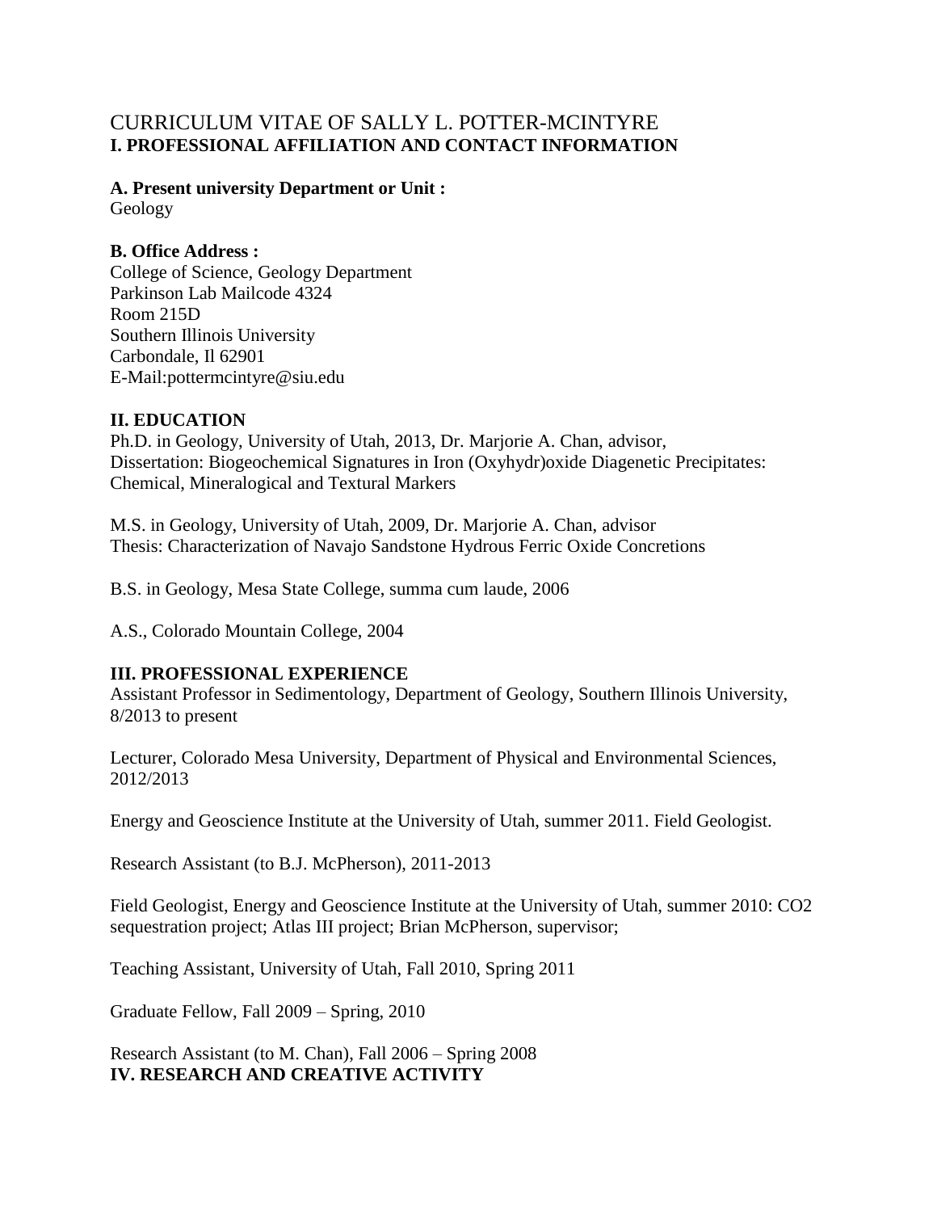# CURRICULUM VITAE OF SALLY L. POTTER-MCINTYRE

## I. PROFESSIONAL AFFILIATION AND CONTACT INFORMATION

**A. Present university Department or Unit :**
Geology

**B. Office Address :**
College of Science, Geology Department
Parkinson Lab Mailcode 4324
Room 215D
Southern Illinois University
Carbondale, Il 62901
E-Mail:pottermcintyre@siu.edu

## II. EDUCATION

Ph.D. in Geology, University of Utah, 2013, Dr. Marjorie A. Chan, advisor,
Dissertation: Biogeochemical Signatures in Iron (Oxyhydr)oxide Diagenetic Precipitates: Chemical, Mineralogical and Textural Markers

M.S. in Geology, University of Utah, 2009, Dr. Marjorie A. Chan, advisor
Thesis: Characterization of Navajo Sandstone Hydrous Ferric Oxide Concretions

B.S. in Geology, Mesa State College, summa cum laude, 2006

A.S., Colorado Mountain College, 2004

## III. PROFESSIONAL EXPERIENCE

Assistant Professor in Sedimentology, Department of Geology, Southern Illinois University, 8/2013 to present

Lecturer, Colorado Mesa University, Department of Physical and Environmental Sciences, 2012/2013

Energy and Geoscience Institute at the University of Utah, summer 2011. Field Geologist.

Research Assistant (to B.J. McPherson), 2011-2013

Field Geologist, Energy and Geoscience Institute at the University of Utah, summer 2010: CO2 sequestration project; Atlas III project; Brian McPherson, supervisor;

Teaching Assistant, University of Utah, Fall 2010, Spring 2011

Graduate Fellow, Fall 2009 – Spring, 2010

Research Assistant (to M. Chan), Fall 2006 – Spring 2008

## IV. RESEARCH AND CREATIVE ACTIVITY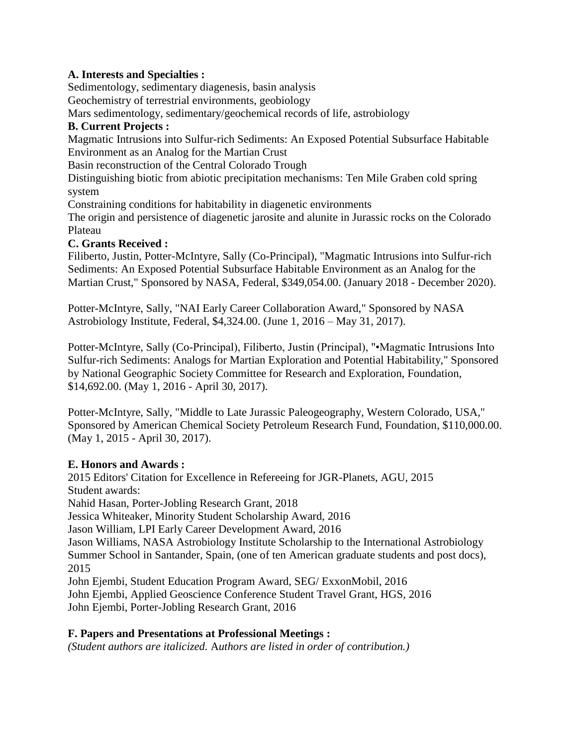**A. Interests and Specialties :**

Sedimentology, sedimentary diagenesis, basin analysis
Geochemistry of terrestrial environments, geobiology
Mars sedimentology, sedimentary/geochemical records of life, astrobiology

**B. Current Projects :**

Magmatic Intrusions into Sulfur-rich Sediments: An Exposed Potential Subsurface Habitable Environment as an Analog for the Martian Crust
Basin reconstruction of the Central Colorado Trough
Distinguishing biotic from abiotic precipitation mechanisms: Ten Mile Graben cold spring system
Constraining conditions for habitability in diagenetic environments
The origin and persistence of diagenetic jarosite and alunite in Jurassic rocks on the Colorado Plateau

**C. Grants Received :**

Filiberto, Justin, Potter-McIntyre, Sally (Co-Principal), "Magmatic Intrusions into Sulfur-rich Sediments: An Exposed Potential Subsurface Habitable Environment as an Analog for the Martian Crust," Sponsored by NASA, Federal, $349,054.00. (January 2018 - December 2020).

Potter-McIntyre, Sally, "NAI Early Career Collaboration Award," Sponsored by NASA Astrobiology Institute, Federal, $4,324.00. (June 1, 2016 – May 31, 2017).

Potter-McIntyre, Sally (Co-Principal), Filiberto, Justin (Principal), "•Magmatic Intrusions Into Sulfur-rich Sediments: Analogs for Martian Exploration and Potential Habitability," Sponsored by National Geographic Society Committee for Research and Exploration, Foundation, $14,692.00. (May 1, 2016 - April 30, 2017).

Potter-McIntyre, Sally, "Middle to Late Jurassic Paleogeography, Western Colorado, USA," Sponsored by American Chemical Society Petroleum Research Fund, Foundation, $110,000.00. (May 1, 2015 - April 30, 2017).

**E. Honors and Awards :**

2015 Editors' Citation for Excellence in Refereeing for JGR-Planets, AGU, 2015
Student awards:
Nahid Hasan, Porter-Jobling Research Grant, 2018
Jessica Whiteaker, Minority Student Scholarship Award, 2016
Jason William, LPI Early Career Development Award, 2016
Jason Williams, NASA Astrobiology Institute Scholarship to the International Astrobiology Summer School in Santander, Spain, (one of ten American graduate students and post docs), 2015
John Ejembi, Student Education Program Award, SEG/ ExxonMobil, 2016
John Ejembi, Applied Geoscience Conference Student Travel Grant, HGS, 2016
John Ejembi, Porter-Jobling Research Grant, 2016

**F. Papers and Presentations at Professional Meetings :**

*(Student authors are italicized. Authors are listed in order of contribution.)*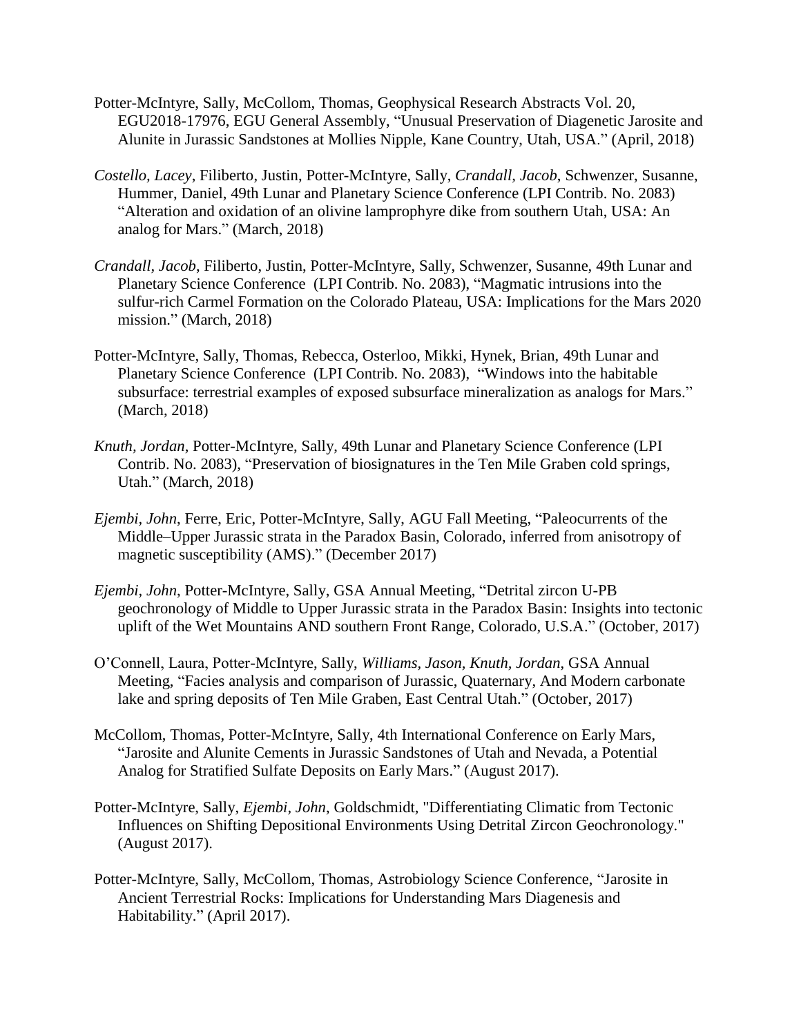Potter-McIntyre, Sally, McCollom, Thomas, Geophysical Research Abstracts Vol. 20, EGU2018-17976, EGU General Assembly, “Unusual Preservation of Diagenetic Jarosite and Alunite in Jurassic Sandstones at Mollies Nipple, Kane Country, Utah, USA.” (April, 2018)

*Costello, Lacey*, Filiberto, Justin, Potter-McIntyre, Sally, *Crandall, Jacob*, Schwenzer, Susanne, Hummer, Daniel, 49th Lunar and Planetary Science Conference (LPI Contrib. No. 2083) “Alteration and oxidation of an olivine lamprophyre dike from southern Utah, USA: An analog for Mars.” (March, 2018)

*Crandall, Jacob*, Filiberto, Justin, Potter-McIntyre, Sally, Schwenzer, Susanne, 49th Lunar and Planetary Science Conference (LPI Contrib. No. 2083), “Magmatic intrusions into the sulfur-rich Carmel Formation on the Colorado Plateau, USA: Implications for the Mars 2020 mission.” (March, 2018)

Potter-McIntyre, Sally, Thomas, Rebecca, Osterloo, Mikki, Hynek, Brian, 49th Lunar and Planetary Science Conference (LPI Contrib. No. 2083), “Windows into the habitable subsurface: terrestrial examples of exposed subsurface mineralization as analogs for Mars.” (March, 2018)

*Knuth, Jordan*, Potter-McIntyre, Sally, 49th Lunar and Planetary Science Conference (LPI Contrib. No. 2083), “Preservation of biosignatures in the Ten Mile Graben cold springs, Utah.” (March, 2018)

*Ejembi, John*, Ferre, Eric, Potter-McIntyre, Sally, AGU Fall Meeting, “Paleocurrents of the Middle–Upper Jurassic strata in the Paradox Basin, Colorado, inferred from anisotropy of magnetic susceptibility (AMS).” (December 2017)

*Ejembi, John*, Potter-McIntyre, Sally, GSA Annual Meeting, “Detrital zircon U-PB geochronology of Middle to Upper Jurassic strata in the Paradox Basin: Insights into tectonic uplift of the Wet Mountains AND southern Front Range, Colorado, U.S.A.” (October, 2017)

O’Connell, Laura, Potter-McIntyre, Sally, *Williams, Jason, Knuth, Jordan*, GSA Annual Meeting, “Facies analysis and comparison of Jurassic, Quaternary, And Modern carbonate lake and spring deposits of Ten Mile Graben, East Central Utah.” (October, 2017)

McCollom, Thomas, Potter-McIntyre, Sally, 4th International Conference on Early Mars, “Jarosite and Alunite Cements in Jurassic Sandstones of Utah and Nevada, a Potential Analog for Stratified Sulfate Deposits on Early Mars.” (August 2017).

Potter-McIntyre, Sally, *Ejembi, John*, Goldschmidt, "Differentiating Climatic from Tectonic Influences on Shifting Depositional Environments Using Detrital Zircon Geochronology." (August 2017).

Potter-McIntyre, Sally, McCollom, Thomas, Astrobiology Science Conference, “Jarosite in Ancient Terrestrial Rocks: Implications for Understanding Mars Diagenesis and Habitability.” (April 2017).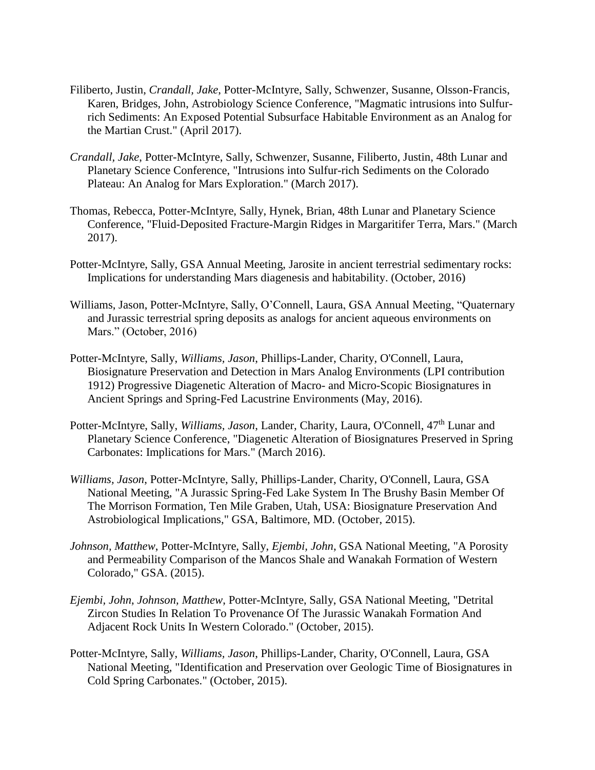Filiberto, Justin, *Crandall, Jake*, Potter-McIntyre, Sally, Schwenzer, Susanne, Olsson-Francis, Karen, Bridges, John, Astrobiology Science Conference, "Magmatic intrusions into Sulfur-rich Sediments: An Exposed Potential Subsurface Habitable Environment as an Analog for the Martian Crust." (April 2017).

*Crandall, Jake*, Potter-McIntyre, Sally, Schwenzer, Susanne, Filiberto, Justin, 48th Lunar and Planetary Science Conference, "Intrusions into Sulfur-rich Sediments on the Colorado Plateau: An Analog for Mars Exploration." (March 2017).

Thomas, Rebecca, Potter-McIntyre, Sally, Hynek, Brian, 48th Lunar and Planetary Science Conference, "Fluid-Deposited Fracture-Margin Ridges in Margaritifer Terra, Mars." (March 2017).

Potter-McIntyre, Sally, GSA Annual Meeting, Jarosite in ancient terrestrial sedimentary rocks: Implications for understanding Mars diagenesis and habitability. (October, 2016)

Williams, Jason, Potter-McIntyre, Sally, O'Connell, Laura, GSA Annual Meeting, "Quaternary and Jurassic terrestrial spring deposits as analogs for ancient aqueous environments on Mars." (October, 2016)

Potter-McIntyre, Sally, *Williams, Jason*, Phillips-Lander, Charity, O'Connell, Laura, Biosignature Preservation and Detection in Mars Analog Environments (LPI contribution 1912) Progressive Diagenetic Alteration of Macro- and Micro-Scopic Biosignatures in Ancient Springs and Spring-Fed Lacustrine Environments (May, 2016).

Potter-McIntyre, Sally, *Williams, Jason*, Lander, Charity, Laura, O'Connell, 47th Lunar and Planetary Science Conference, "Diagenetic Alteration of Biosignatures Preserved in Spring Carbonates: Implications for Mars." (March 2016).

*Williams, Jason*, Potter-McIntyre, Sally, Phillips-Lander, Charity, O'Connell, Laura, GSA National Meeting, "A Jurassic Spring-Fed Lake System In The Brushy Basin Member Of The Morrison Formation, Ten Mile Graben, Utah, USA: Biosignature Preservation And Astrobiological Implications," GSA, Baltimore, MD. (October, 2015).

*Johnson, Matthew*, Potter-McIntyre, Sally, *Ejembi, John*, GSA National Meeting, "A Porosity and Permeability Comparison of the Mancos Shale and Wanakah Formation of Western Colorado," GSA. (2015).

*Ejembi, John*, *Johnson, Matthew*, Potter-McIntyre, Sally, GSA National Meeting, "Detrital Zircon Studies In Relation To Provenance Of The Jurassic Wanakah Formation And Adjacent Rock Units In Western Colorado." (October, 2015).

Potter-McIntyre, Sally, *Williams, Jason*, Phillips-Lander, Charity, O'Connell, Laura, GSA National Meeting, "Identification and Preservation over Geologic Time of Biosignatures in Cold Spring Carbonates." (October, 2015).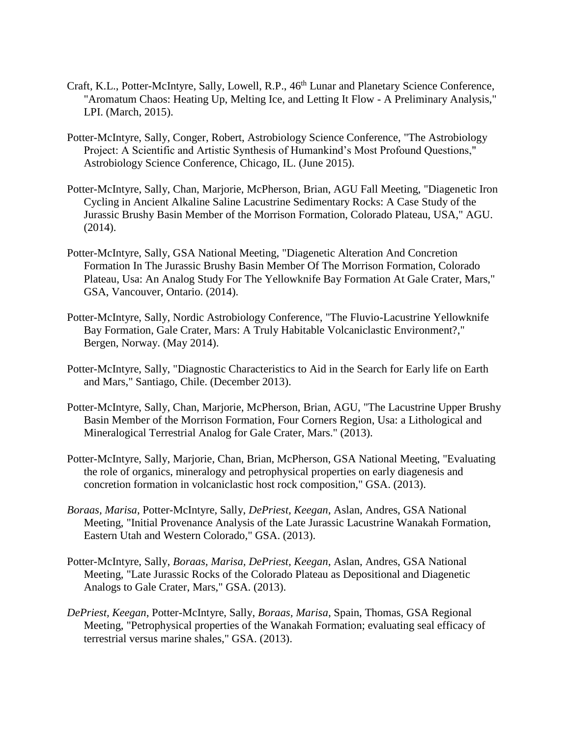Craft, K.L., Potter-McIntyre, Sally, Lowell, R.P., 46th Lunar and Planetary Science Conference, "Aromatum Chaos: Heating Up, Melting Ice, and Letting It Flow - A Preliminary Analysis," LPI. (March, 2015).

Potter-McIntyre, Sally, Conger, Robert, Astrobiology Science Conference, "The Astrobiology Project: A Scientific and Artistic Synthesis of Humankind's Most Profound Questions," Astrobiology Science Conference, Chicago, IL. (June 2015).

Potter-McIntyre, Sally, Chan, Marjorie, McPherson, Brian, AGU Fall Meeting, "Diagenetic Iron Cycling in Ancient Alkaline Saline Lacustrine Sedimentary Rocks: A Case Study of the Jurassic Brushy Basin Member of the Morrison Formation, Colorado Plateau, USA," AGU. (2014).

Potter-McIntyre, Sally, GSA National Meeting, "Diagenetic Alteration And Concretion Formation In The Jurassic Brushy Basin Member Of The Morrison Formation, Colorado Plateau, Usa: An Analog Study For The Yellowknife Bay Formation At Gale Crater, Mars," GSA, Vancouver, Ontario. (2014).

Potter-McIntyre, Sally, Nordic Astrobiology Conference, "The Fluvio-Lacustrine Yellowknife Bay Formation, Gale Crater, Mars: A Truly Habitable Volcaniclastic Environment?," Bergen, Norway. (May 2014).

Potter-McIntyre, Sally, "Diagnostic Characteristics to Aid in the Search for Early life on Earth and Mars," Santiago, Chile. (December 2013).

Potter-McIntyre, Sally, Chan, Marjorie, McPherson, Brian, AGU, "The Lacustrine Upper Brushy Basin Member of the Morrison Formation, Four Corners Region, Usa: a Lithological and Mineralogical Terrestrial Analog for Gale Crater, Mars." (2013).

Potter-McIntyre, Sally, Marjorie, Chan, Brian, McPherson, GSA National Meeting, "Evaluating the role of organics, mineralogy and petrophysical properties on early diagenesis and concretion formation in volcaniclastic host rock composition," GSA. (2013).

*Boraas, Marisa*, Potter-McIntyre, Sally, *DePriest, Keegan*, Aslan, Andres, GSA National Meeting, "Initial Provenance Analysis of the Late Jurassic Lacustrine Wanakah Formation, Eastern Utah and Western Colorado," GSA. (2013).

Potter-McIntyre, Sally, *Boraas, Marisa, DePriest, Keegan*, Aslan, Andres, GSA National Meeting, "Late Jurassic Rocks of the Colorado Plateau as Depositional and Diagenetic Analogs to Gale Crater, Mars," GSA. (2013).

*DePriest, Keegan*, Potter-McIntyre, Sally, *Boraas, Marisa*, Spain, Thomas, GSA Regional Meeting, "Petrophysical properties of the Wanakah Formation; evaluating seal efficacy of terrestrial versus marine shales," GSA. (2013).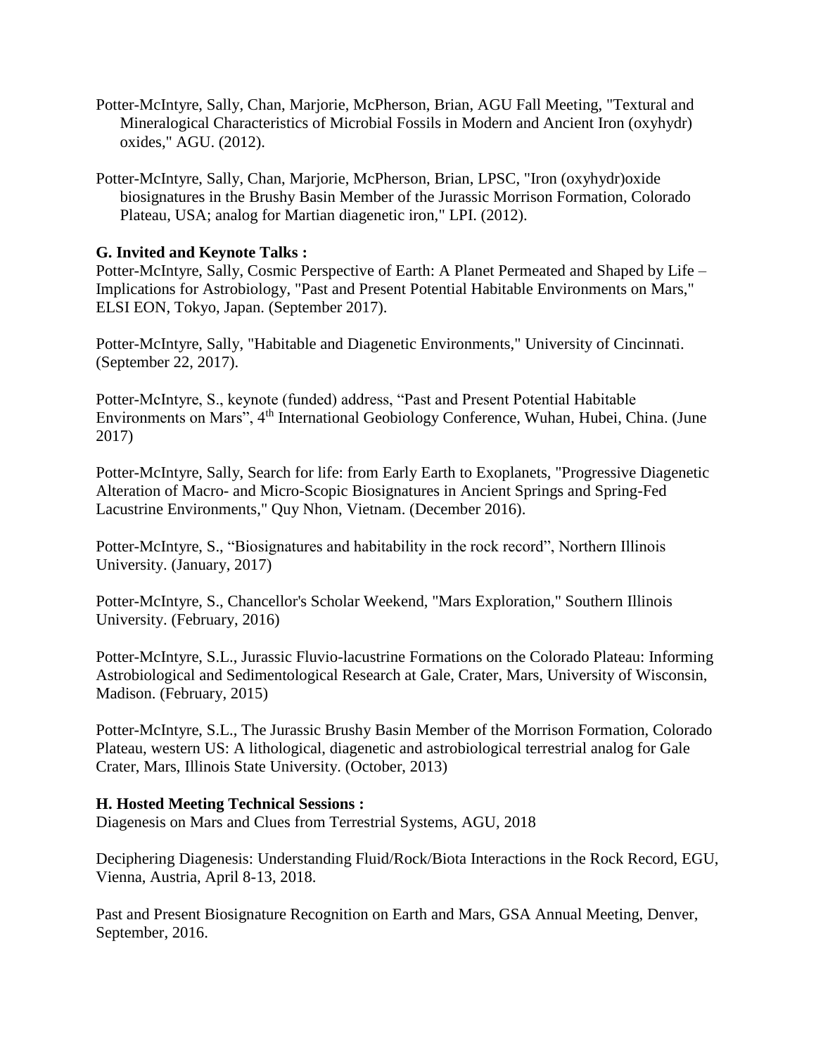Potter-McIntyre, Sally, Chan, Marjorie, McPherson, Brian, AGU Fall Meeting, "Textural and Mineralogical Characteristics of Microbial Fossils in Modern and Ancient Iron (oxyhydr) oxides," AGU. (2012).

Potter-McIntyre, Sally, Chan, Marjorie, McPherson, Brian, LPSC, "Iron (oxyhydr)oxide biosignatures in the Brushy Basin Member of the Jurassic Morrison Formation, Colorado Plateau, USA; analog for Martian diagenetic iron," LPI. (2012).

**G. Invited and Keynote Talks :**

Potter-McIntyre, Sally, Cosmic Perspective of Earth: A Planet Permeated and Shaped by Life – Implications for Astrobiology, "Past and Present Potential Habitable Environments on Mars," ELSI EON, Tokyo, Japan. (September 2017).

Potter-McIntyre, Sally, "Habitable and Diagenetic Environments," University of Cincinnati. (September 22, 2017).

Potter-McIntyre, S., keynote (funded) address, "Past and Present Potential Habitable Environments on Mars", 4th International Geobiology Conference, Wuhan, Hubei, China. (June 2017)

Potter-McIntyre, Sally, Search for life: from Early Earth to Exoplanets, "Progressive Diagenetic Alteration of Macro- and Micro-Scopic Biosignatures in Ancient Springs and Spring-Fed Lacustrine Environments," Quy Nhon, Vietnam. (December 2016).

Potter-McIntyre, S., "Biosignatures and habitability in the rock record", Northern Illinois University. (January, 2017)

Potter-McIntyre, S., Chancellor's Scholar Weekend, "Mars Exploration," Southern Illinois University. (February, 2016)

Potter-McIntyre, S.L., Jurassic Fluvio-lacustrine Formations on the Colorado Plateau: Informing Astrobiological and Sedimentological Research at Gale, Crater, Mars, University of Wisconsin, Madison. (February, 2015)

Potter-McIntyre, S.L., The Jurassic Brushy Basin Member of the Morrison Formation, Colorado Plateau, western US: A lithological, diagenetic and astrobiological terrestrial analog for Gale Crater, Mars, Illinois State University. (October, 2013)

**H. Hosted Meeting Technical Sessions :**

Diagenesis on Mars and Clues from Terrestrial Systems, AGU, 2018

Deciphering Diagenesis: Understanding Fluid/Rock/Biota Interactions in the Rock Record, EGU, Vienna, Austria, April 8-13, 2018.

Past and Present Biosignature Recognition on Earth and Mars, GSA Annual Meeting, Denver, September, 2016.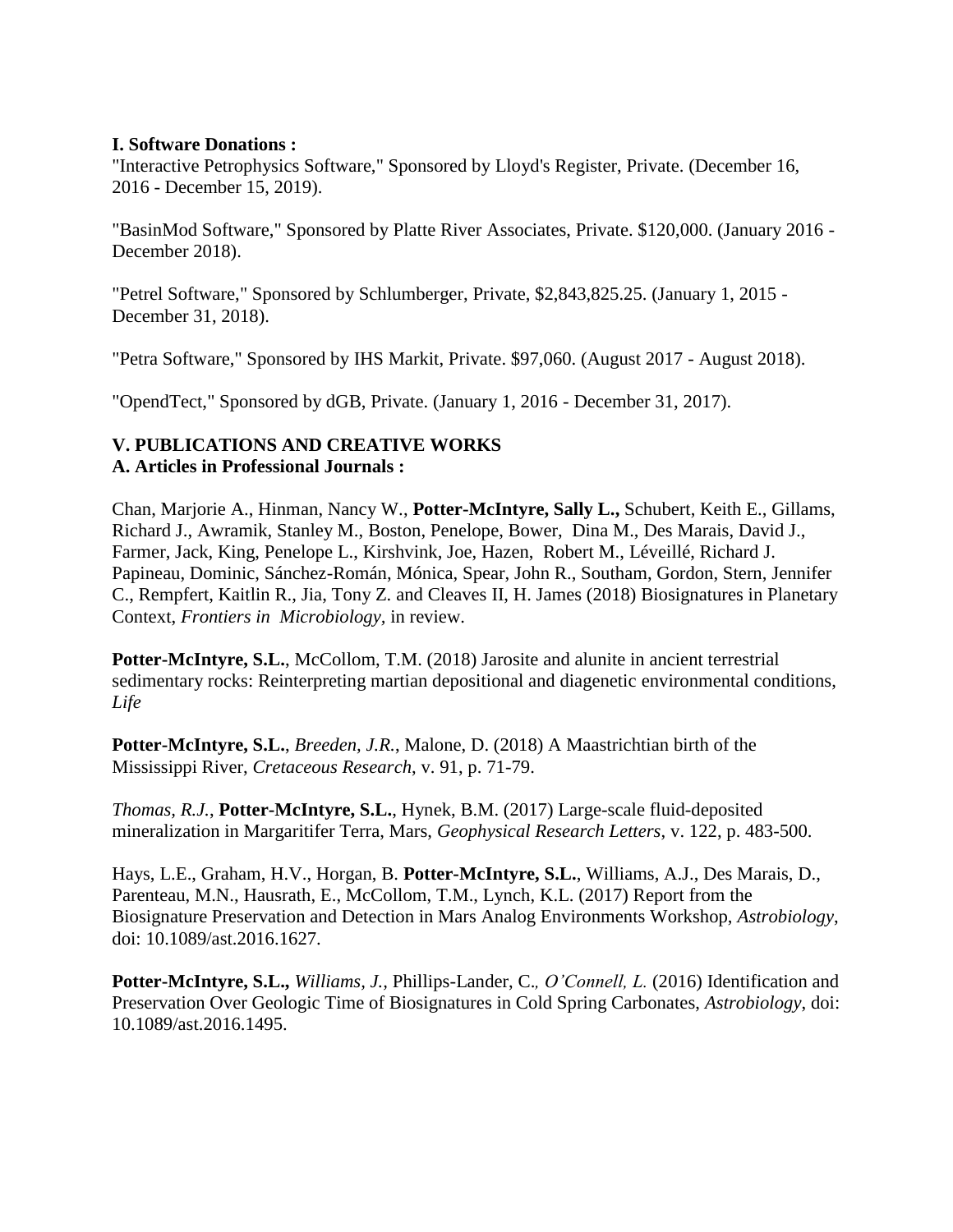**I. Software Donations :**

"Interactive Petrophysics Software," Sponsored by Lloyd's Register, Private. (December 16, 2016 - December 15, 2019).

"BasinMod Software," Sponsored by Platte River Associates, Private. $120,000. (January 2016 - December 2018).

"Petrel Software," Sponsored by Schlumberger, Private, $2,843,825.25. (January 1, 2015 - December 31, 2018).

"Petra Software," Sponsored by IHS Markit, Private. $97,060. (August 2017 - August 2018).

"OpendTect," Sponsored by dGB, Private. (January 1, 2016 - December 31, 2017).

**V. PUBLICATIONS AND CREATIVE WORKS**

**A. Articles in Professional Journals :**

Chan, Marjorie A., Hinman, Nancy W., **Potter-McIntyre, Sally L.,** Schubert, Keith E., Gillams, Richard J., Awramik, Stanley M., Boston, Penelope, Bower, Dina M., Des Marais, David J., Farmer, Jack, King, Penelope L., Kirshvink, Joe, Hazen, Robert M., Léveillé, Richard J. Papineau, Dominic, Sánchez-Román, Mónica, Spear, John R., Southam, Gordon, Stern, Jennifer C., Rempfert, Kaitlin R., Jia, Tony Z. and Cleaves II, H. James (2018) Biosignatures in Planetary Context, *Frontiers in Microbiology*, in review.

**Potter-McIntyre, S.L.**, McCollom, T.M. (2018) Jarosite and alunite in ancient terrestrial sedimentary rocks: Reinterpreting martian depositional and diagenetic environmental conditions, *Life*

**Potter-McIntyre, S.L.**, *Breeden, J.R.*, Malone, D. (2018) A Maastrichtian birth of the Mississippi River, *Cretaceous Research*, v. 91, p. 71-79.

*Thomas, R.J.*, **Potter-McIntyre, S.L.**, Hynek, B.M. (2017) Large-scale fluid-deposited mineralization in Margaritifer Terra, Mars, *Geophysical Research Letters*, v. 122, p. 483-500.

Hays, L.E., Graham, H.V., Horgan, B. **Potter-McIntyre, S.L.**, Williams, A.J., Des Marais, D., Parenteau, M.N., Hausrath, E., McCollom, T.M., Lynch, K.L. (2017) Report from the Biosignature Preservation and Detection in Mars Analog Environments Workshop, *Astrobiology*, doi: 10.1089/ast.2016.1627.

**Potter-McIntyre, S.L.,** *Williams, J.*, Phillips-Lander, C.*, O'Connell, L.* (2016) Identification and Preservation Over Geologic Time of Biosignatures in Cold Spring Carbonates, *Astrobiology*, doi: 10.1089/ast.2016.1495.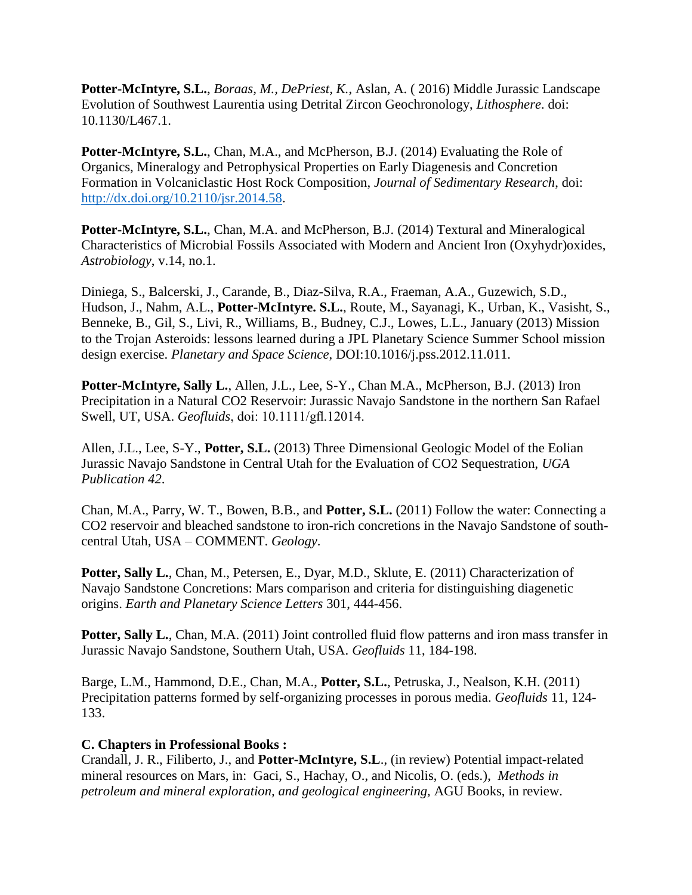**Potter-McIntyre, S.L.**, *Boraas, M.*, *DePriest, K.*, Aslan, A. ( 2016) Middle Jurassic Landscape Evolution of Southwest Laurentia using Detrital Zircon Geochronology, *Lithosphere*. doi: 10.1130/L467.1.

**Potter-McIntyre, S.L.**, Chan, M.A., and McPherson, B.J. (2014) Evaluating the Role of Organics, Mineralogy and Petrophysical Properties on Early Diagenesis and Concretion Formation in Volcaniclastic Host Rock Composition, *Journal of Sedimentary Research*, doi: http://dx.doi.org/10.2110/jsr.2014.58.

**Potter-McIntyre, S.L.**, Chan, M.A. and McPherson, B.J. (2014) Textural and Mineralogical Characteristics of Microbial Fossils Associated with Modern and Ancient Iron (Oxyhydr)oxides, *Astrobiology*, v.14, no.1.

Diniega, S., Balcerski, J., Carande, B., Diaz-Silva, R.A., Fraeman, A.A., Guzewich, S.D., Hudson, J., Nahm, A.L., **Potter-McIntyre. S.L.**, Route, M., Sayanagi, K., Urban, K., Vasisht, S., Benneke, B., Gil, S., Livi, R., Williams, B., Budney, C.J., Lowes, L.L., January (2013) Mission to the Trojan Asteroids: lessons learned during a JPL Planetary Science Summer School mission design exercise. *Planetary and Space Science*, DOI:10.1016/j.pss.2012.11.011.

**Potter-McIntyre, Sally L.**, Allen, J.L., Lee, S-Y., Chan M.A., McPherson, B.J. (2013) Iron Precipitation in a Natural CO2 Reservoir: Jurassic Navajo Sandstone in the northern San Rafael Swell, UT, USA. *Geofluids*, doi: 10.1111/gfl.12014.

Allen, J.L., Lee, S-Y., **Potter, S.L.** (2013) Three Dimensional Geologic Model of the Eolian Jurassic Navajo Sandstone in Central Utah for the Evaluation of CO2 Sequestration, *UGA Publication 42*.

Chan, M.A., Parry, W. T., Bowen, B.B., and **Potter, S.L.** (2011) Follow the water: Connecting a CO2 reservoir and bleached sandstone to iron-rich concretions in the Navajo Sandstone of south-central Utah, USA – COMMENT. *Geology*.

**Potter, Sally L.**, Chan, M., Petersen, E., Dyar, M.D., Sklute, E. (2011) Characterization of Navajo Sandstone Concretions: Mars comparison and criteria for distinguishing diagenetic origins. *Earth and Planetary Science Letters* 301, 444-456.

**Potter, Sally L.**, Chan, M.A. (2011) Joint controlled fluid flow patterns and iron mass transfer in Jurassic Navajo Sandstone, Southern Utah, USA. *Geofluids* 11, 184-198.

Barge, L.M., Hammond, D.E., Chan, M.A., **Potter, S.L.**, Petruska, J., Nealson, K.H. (2011) Precipitation patterns formed by self-organizing processes in porous media. *Geofluids* 11, 124-133.

**C. Chapters in Professional Books :**

Crandall, J. R., Filiberto, J., and **Potter-McIntyre, S.L**., (in review) Potential impact-related mineral resources on Mars, in: Gaci, S., Hachay, O., and Nicolis, O. (eds.), *Methods in petroleum and mineral exploration, and geological engineering,* AGU Books, in review.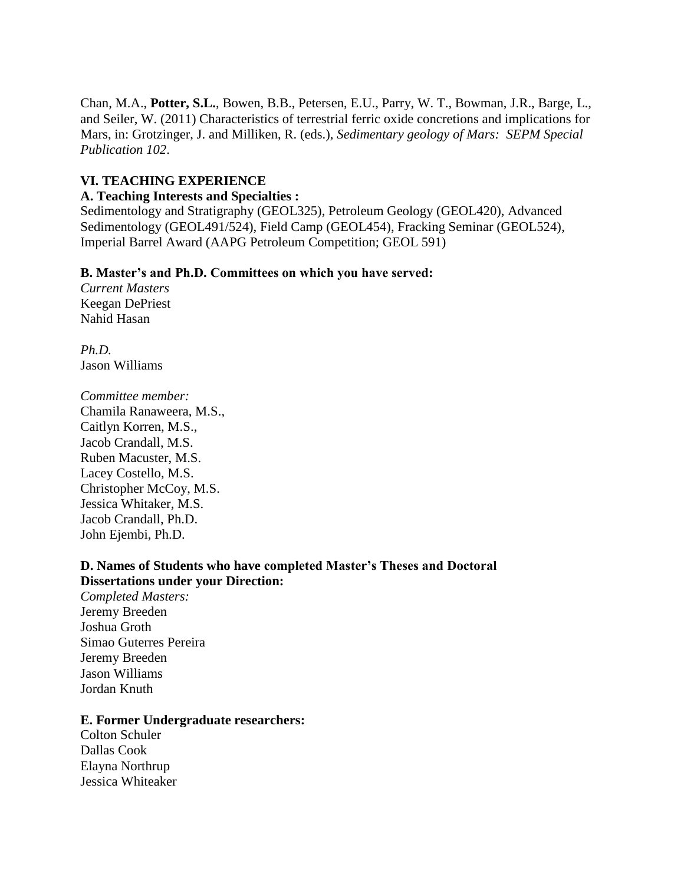Chan, M.A., **Potter, S.L.**, Bowen, B.B., Petersen, E.U., Parry, W. T., Bowman, J.R., Barge, L., and Seiler, W. (2011) Characteristics of terrestrial ferric oxide concretions and implications for Mars, in: Grotzinger, J. and Milliken, R. (eds.), *Sedimentary geology of Mars: SEPM Special Publication 102*.

## VI. TEACHING EXPERIENCE

### A. Teaching Interests and Specialties :

Sedimentology and Stratigraphy (GEOL325), Petroleum Geology (GEOL420), Advanced Sedimentology (GEOL491/524), Field Camp (GEOL454), Fracking Seminar (GEOL524), Imperial Barrel Award (AAPG Petroleum Competition; GEOL 591)

### B. Master's and Ph.D. Committees on which you have served:

*Current Masters*
Keegan DePriest
Nahid Hasan

*Ph.D.*
Jason Williams

*Committee member:*
Chamila Ranaweera, M.S.,
Caitlyn Korren, M.S.,
Jacob Crandall, M.S.
Ruben Macuster, M.S.
Lacey Costello, M.S.
Christopher McCoy, M.S.
Jessica Whitaker, M.S.
Jacob Crandall, Ph.D.
John Ejembi, Ph.D.

### D. Names of Students who have completed Master's Theses and Doctoral Dissertations under your Direction:

*Completed Masters:*
Jeremy Breeden
Joshua Groth
Simao Guterres Pereira
Jeremy Breeden
Jason Williams
Jordan Knuth

### E. Former Undergraduate researchers:

Colton Schuler
Dallas Cook
Elayna Northrup
Jessica Whiteaker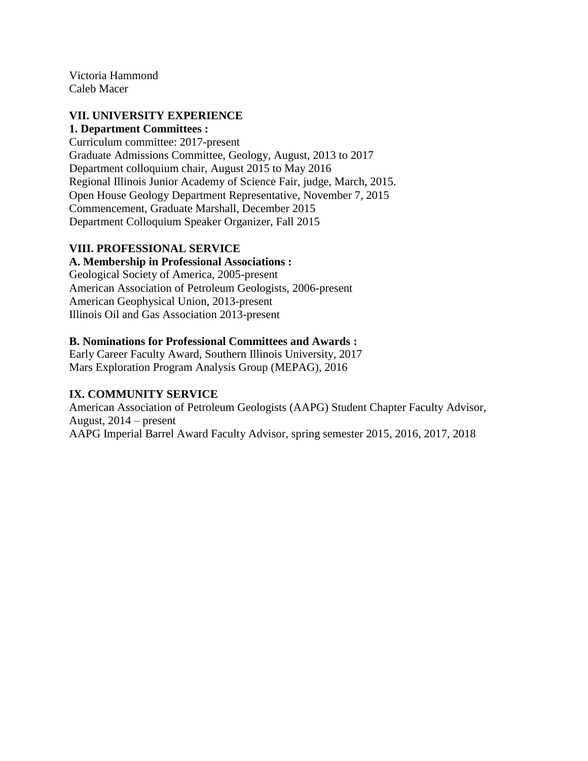Victoria Hammond
Caleb Macer

## VII. UNIVERSITY EXPERIENCE

### 1. Department Committees :

Curriculum committee: 2017-present
Graduate Admissions Committee, Geology, August, 2013 to 2017
Department colloquium chair, August 2015 to May 2016
Regional Illinois Junior Academy of Science Fair, judge, March, 2015.
Open House Geology Department Representative, November 7, 2015
Commencement, Graduate Marshall, December 2015
Department Colloquium Speaker Organizer, Fall 2015

## VIII. PROFESSIONAL SERVICE

### A. Membership in Professional Associations :

Geological Society of America, 2005-present
American Association of Petroleum Geologists, 2006-present
American Geophysical Union, 2013-present
Illinois Oil and Gas Association 2013-present

### B. Nominations for Professional Committees and Awards :

Early Career Faculty Award, Southern Illinois University, 2017
Mars Exploration Program Analysis Group (MEPAG), 2016

## IX. COMMUNITY SERVICE

American Association of Petroleum Geologists (AAPG) Student Chapter Faculty Advisor, August, 2014 – present
AAPG Imperial Barrel Award Faculty Advisor, spring semester 2015, 2016, 2017, 2018